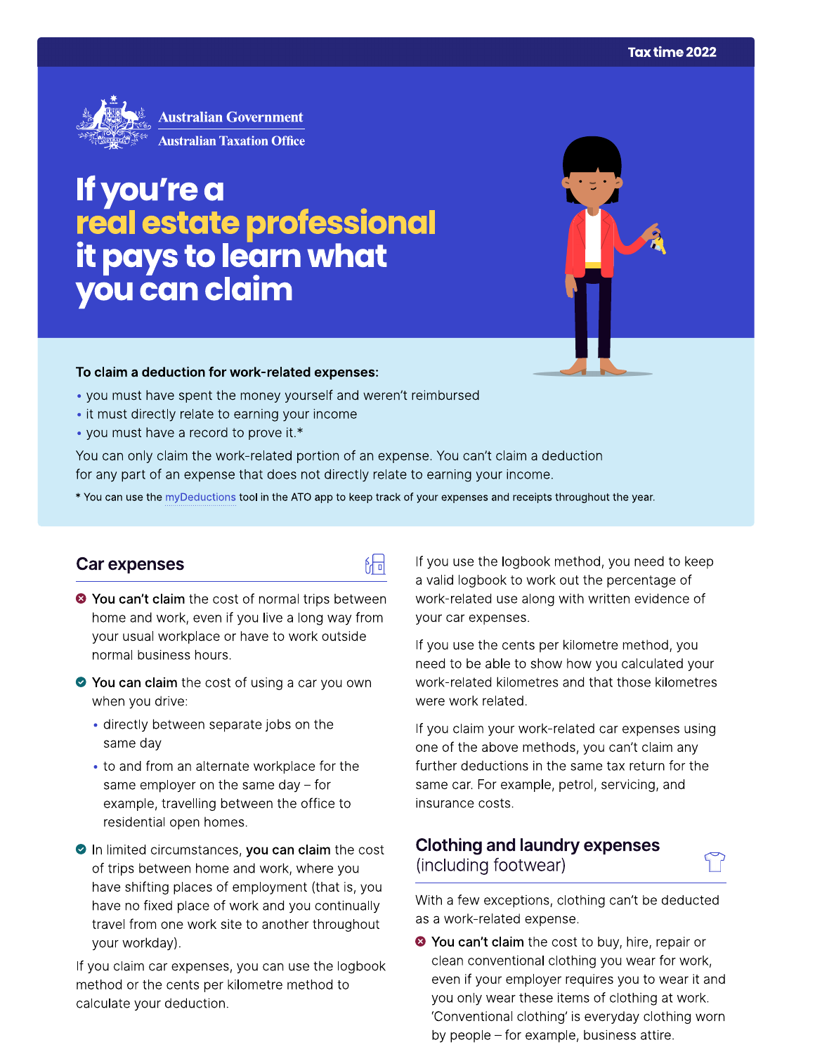Tax time 2022

Australian Government
Australian Taxation Office

# If you're a real estate professional it pays to learn what you can claim

**To claim a deduction for work-related expenses:**

- you must have spent the money yourself and weren't reimbursed
- it must directly relate to earning your income
- you must have a record to prove it.*

You can only claim the work-related portion of an expense. You can't claim a deduction for any part of an expense that does not directly relate to earning your income.

* You can use the myDeductions tool in the ATO app to keep track of your expenses and receipts throughout the year.

## Car expenses

- **You can't claim** the cost of normal trips between home and work, even if you live a long way from your usual workplace or have to work outside normal business hours.
- **You can claim** the cost of using a car you own when you drive:
  - directly between separate jobs on the same day
  - to and from an alternate workplace for the same employer on the same day – for example, travelling between the office to residential open homes.
- In limited circumstances, **you can claim** the cost of trips between home and work, where you have shifting places of employment (that is, you have no fixed place of work and you continually travel from one work site to another throughout your workday).

If you claim car expenses, you can use the logbook method or the cents per kilometre method to calculate your deduction.

If you use the logbook method, you need to keep a valid logbook to work out the percentage of work-related use along with written evidence of your car expenses.

If you use the cents per kilometre method, you need to be able to show how you calculated your work-related kilometres and that those kilometres were work related.

If you claim your work-related car expenses using one of the above methods, you can't claim any further deductions in the same tax return for the same car. For example, petrol, servicing, and insurance costs.

## Clothing and laundry expenses (including footwear)

With a few exceptions, clothing can't be deducted as a work-related expense.

- **You can't claim** the cost to buy, hire, repair or clean conventional clothing you wear for work, even if your employer requires you to wear it and you only wear these items of clothing at work. 'Conventional clothing' is everyday clothing worn by people – for example, business attire.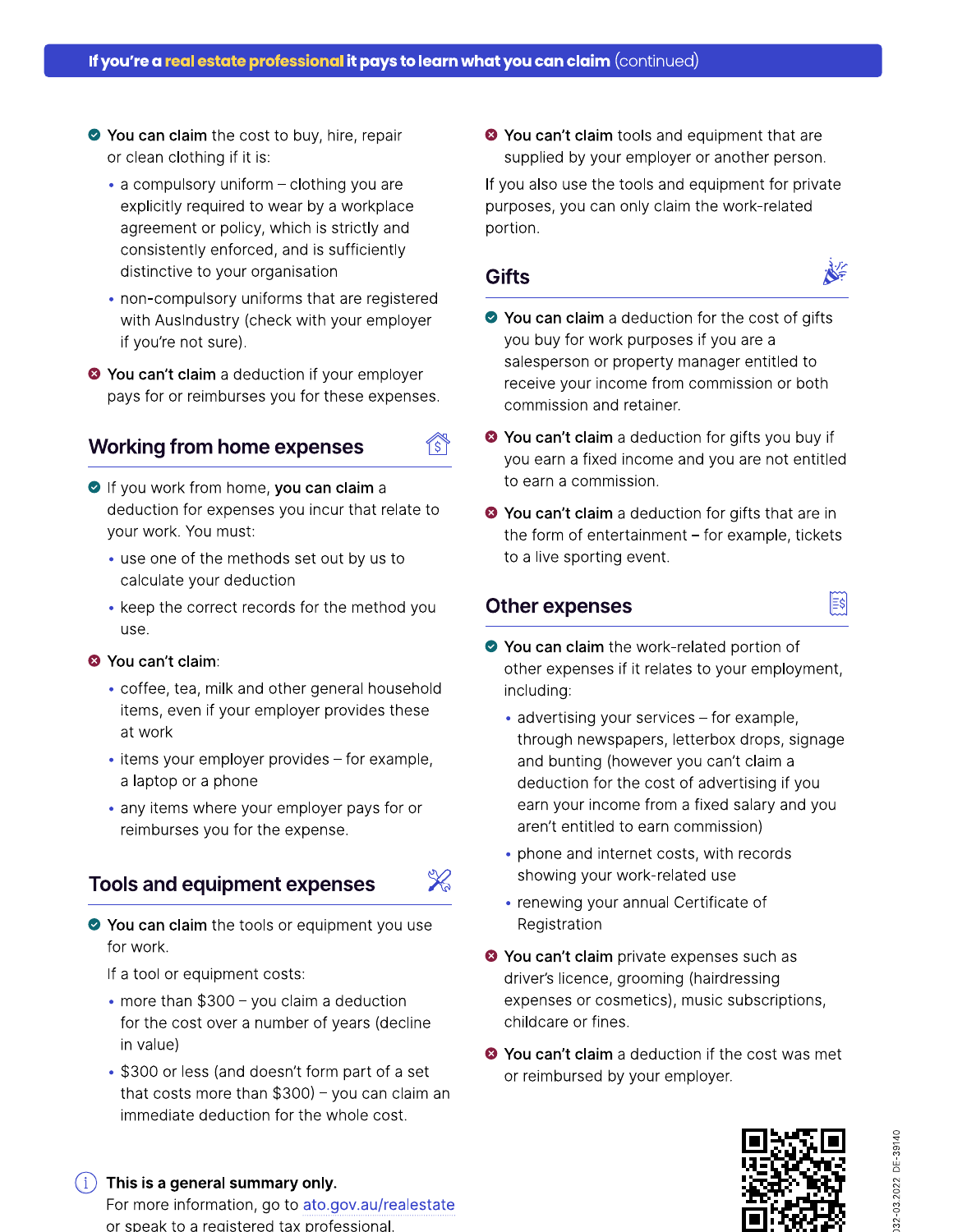**If you're a real estate professional it pays to learn what you can claim** (continued)

- **You can claim** the cost to buy, hire, repair or clean clothing if it is:
  - a compulsory uniform – clothing you are explicitly required to wear by a workplace agreement or policy, which is strictly and consistently enforced, and is sufficiently distinctive to your organisation
  - non-compulsory uniforms that are registered with AusIndustry (check with your employer if you're not sure).
- **You can't claim** a deduction if your employer pays for or reimburses you for these expenses.

## Working from home expenses

- If you work from home, **you can claim** a deduction for expenses you incur that relate to your work. You must:
  - use one of the methods set out by us to calculate your deduction
  - keep the correct records for the method you use.
- **You can't claim**:
  - coffee, tea, milk and other general household items, even if your employer provides these at work
  - items your employer provides – for example, a laptop or a phone
  - any items where your employer pays for or reimburses you for the expense.

## Tools and equipment expenses

- **You can claim** the tools or equipment you use for work.

  If a tool or equipment costs:
  - more than $300 – you claim a deduction for the cost over a number of years (decline in value)
  - $300 or less (and doesn't form part of a set that costs more than $300) – you can claim an immediate deduction for the whole cost.
- **You can't claim** tools and equipment that are supplied by your employer or another person.

If you also use the tools and equipment for private purposes, you can only claim the work-related portion.

## Gifts

- **You can claim** a deduction for the cost of gifts you buy for work purposes if you are a salesperson or property manager entitled to receive your income from commission or both commission and retainer.
- **You can't claim** a deduction for gifts you buy if you earn a fixed income and you are not entitled to earn a commission.
- **You can't claim** a deduction for gifts that are in the form of entertainment – for example, tickets to a live sporting event.

## Other expenses

- **You can claim** the work-related portion of other expenses if it relates to your employment, including:
  - advertising your services – for example, through newspapers, letterbox drops, signage and bunting (however you can't claim a deduction for the cost of advertising if you earn your income from a fixed salary and you aren't entitled to earn commission)
  - phone and internet costs, with records showing your work-related use
  - renewing your annual Certificate of Registration
- **You can't claim** private expenses such as driver's licence, grooming (hairdressing expenses or cosmetics), music subscriptions, childcare or fines.
- **You can't claim** a deduction if the cost was met or reimbursed by your employer.

**This is a general summary only.**
For more information, go to ato.gov.au/realestate or speak to a registered tax professional.

NAT 732-03.2022 DE-39140